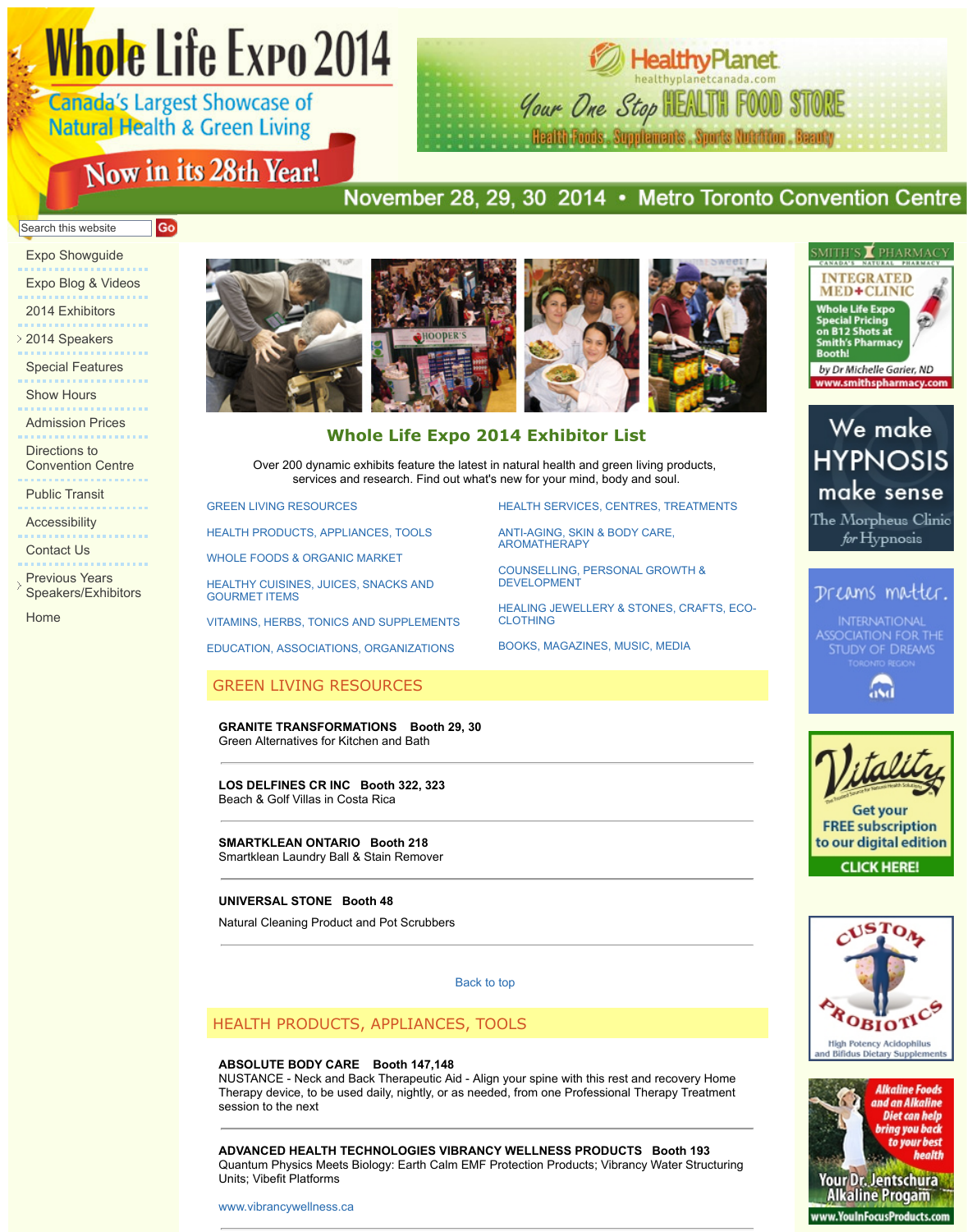# Whole Life Expo 2014

Canada's Largest Showcase of Natural Health & Green Living

Now in its 28th Year!

November 28, 29, 30 2014 • Metro Toronto Convention Centre

- Expo Showguide
- Expo Blog & Videos
- 2014 Exhibitors
- 2014 Speakers
- Special Features
- Show Hours
- Admission Prices
- Directions to Convention Centre
- Public Transit
- Accessibility
- Contact Us
- Previous Years Speakers/Exhibitors
- Home

## Whole Life Expo 2014 Exhibitor List

Over 200 dynamic exhibits feature the latest in natural health and green living products, services and research. Find out what's new for your mind, body and soul.

- GREEN LIVING RESOURCES
- HEALTH PRODUCTS, APPLIANCES, TOOLS
- WHOLE FOODS & ORGANIC MARKET
- HEALTHY CUISINES, JUICES, SNACKS AND GOURMET ITEMS
- VITAMINS, HERBS, TONICS AND SUPPLEMENTS
- EDUCATION, ASSOCIATIONS, ORGANIZATIONS
- HEALTH SERVICES, CENTRES, TREATMENTS
- ANTI-AGING, SKIN & BODY CARE, AROMATHERAPY
- COUNSELLING, PERSONAL GROWTH & DEVELOPMENT
- HEALING JEWELLERY & STONES, CRAFTS, ECO-CLOTHING
- BOOKS, MAGAZINES, MUSIC, MEDIA

## GREEN LIVING RESOURCES

**GRANITE TRANSFORMATIONS Booth 29, 30**
Green Alternatives for Kitchen and Bath

**LOS DELFINES CR INC Booth 322, 323**
Beach & Golf Villas in Costa Rica

**SMARTKLEAN ONTARIO Booth 218**
Smartklean Laundry Ball & Stain Remover

**UNIVERSAL STONE Booth 48**

Natural Cleaning Product and Pot Scrubbers

Back to top

## HEALTH PRODUCTS, APPLIANCES, TOOLS

**ABSOLUTE BODY CARE Booth 147,148**
NUSTANCE - Neck and Back Therapeutic Aid - Align your spine with this rest and recovery Home Therapy device, to be used daily, nightly, or as needed, from one Professional Therapy Treatment session to the next

**ADVANCED HEALTH TECHNOLOGIES VIBRANCY WELLNESS PRODUCTS Booth 193**
Quantum Physics Meets Biology: Earth Calm EMF Protection Products; Vibrancy Water Structuring Units; Vibefit Platforms

www.vibrancywellness.ca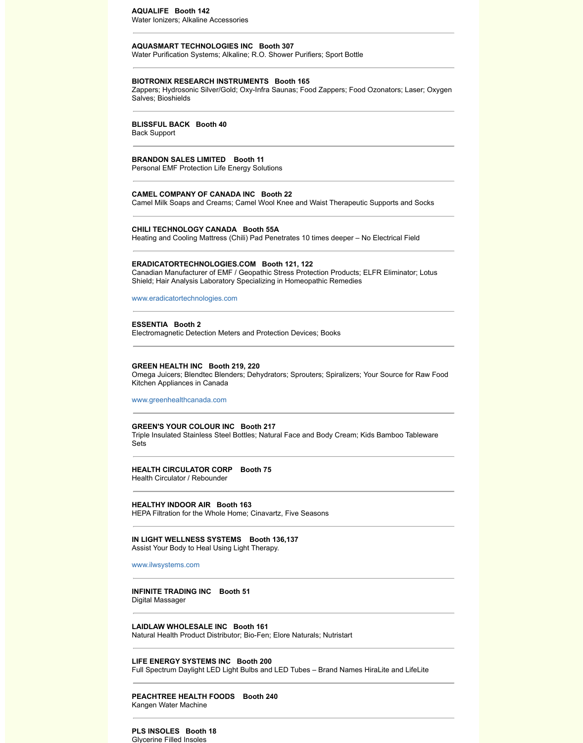**AQUALIFE   Booth 142**
Water Ionizers; Alkaline Accessories

---

**AQUASMART TECHNOLOGIES INC   Booth 307**
Water Purification Systems; Alkaline; R.O. Shower Purifiers; Sport Bottle

---

**BIOTRONIX RESEARCH INSTRUMENTS   Booth 165**
Zappers; Hydrosonic Silver/Gold; Oxy-Infra Saunas; Food Zappers; Food Ozonators; Laser; Oxygen Salves; Bioshields

---

**BLISSFUL BACK   Booth 40**
Back Support

---

**BRANDON SALES LIMITED   Booth 11**
Personal EMF Protection Life Energy Solutions

---

**CAMEL COMPANY OF CANADA INC   Booth 22**
Camel Milk Soaps and Creams; Camel Wool Knee and Waist Therapeutic Supports and Socks

---

**CHILI TECHNOLOGY CANADA   Booth 55A**
Heating and Cooling Mattress (Chili) Pad Penetrates 10 times deeper – No Electrical Field

---

**ERADICATORTECHNOLOGIES.COM   Booth 121, 122**
Canadian Manufacturer of EMF / Geopathic Stress Protection Products; ELFR Eliminator; Lotus Shield; Hair Analysis Laboratory Specializing in Homeopathic Remedies

www.eradicatortechnologies.com

---

**ESSENTIA   Booth 2**
Electromagnetic Detection Meters and Protection Devices; Books

---

**GREEN HEALTH INC   Booth 219, 220**
Omega Juicers; Blendtec Blenders; Dehydrators; Sprouters; Spiralizers; Your Source for Raw Food Kitchen Appliances in Canada

www.greenhealthcanada.com

---

**GREEN'S YOUR COLOUR INC   Booth 217**
Triple Insulated Stainless Steel Bottles; Natural Face and Body Cream; Kids Bamboo Tableware Sets

---

**HEALTH CIRCULATOR CORP   Booth 75**
Health Circulator / Rebounder

---

**HEALTHY INDOOR AIR   Booth 163**
HEPA Filtration for the Whole Home; Cinavartz, Five Seasons

---

**IN LIGHT WELLNESS SYSTEMS   Booth 136,137**
Assist Your Body to Heal Using Light Therapy.

www.ilwsystems.com

---

**INFINITE TRADING INC   Booth 51**
Digital Massager

---

**LAIDLAW WHOLESALE INC   Booth 161**
Natural Health Product Distributor; Bio-Fen; Elore Naturals; Nutristart

---

**LIFE ENERGY SYSTEMS INC   Booth 200**
Full Spectrum Daylight LED Light Bulbs and LED Tubes – Brand Names HiraLite and LifeLite

---

**PEACHTREE HEALTH FOODS   Booth 240**
Kangen Water Machine

---

**PLS INSOLES   Booth 18**
Glycerine Filled Insoles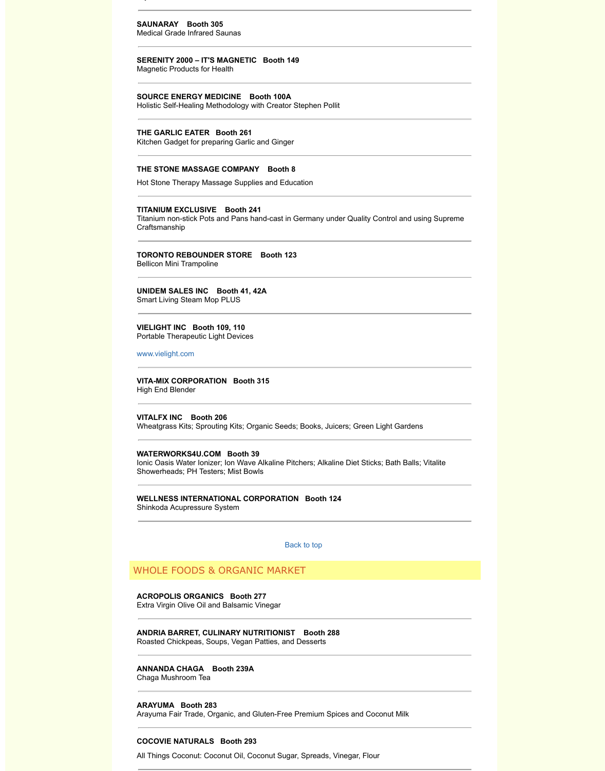**SAUNARAY    Booth 305**
Medical Grade Infrared Saunas

---

**SERENITY 2000 – IT'S MAGNETIC   Booth 149**
Magnetic Products for Health

---

**SOURCE ENERGY MEDICINE    Booth 100A**
Holistic Self-Healing Methodology with Creator Stephen Pollit

---

**THE GARLIC EATER   Booth 261**
Kitchen Gadget for preparing Garlic and Ginger

---

**THE STONE MASSAGE COMPANY    Booth 8**

Hot Stone Therapy Massage Supplies and Education

---

**TITANIUM EXCLUSIVE    Booth 241**
Titanium non-stick Pots and Pans hand-cast in Germany under Quality Control and using Supreme Craftsmanship

---

**TORONTO REBOUNDER STORE    Booth 123**
Bellicon Mini Trampoline

---

**UNIDEM SALES INC    Booth 41, 42A**
Smart Living Steam Mop PLUS

---

**VIELIGHT INC   Booth 109, 110**
Portable Therapeutic Light Devices

www.vielight.com

---

**VITA-MIX CORPORATION   Booth 315**
High End Blender

---

**VITALFX INC    Booth 206**
Wheatgrass Kits; Sprouting Kits; Organic Seeds; Books, Juicers; Green Light Gardens

---

**WATERWORKS4U.COM   Booth 39**
Ionic Oasis Water Ionizer; Ion Wave Alkaline Pitchers; Alkaline Diet Sticks; Bath Balls; Vitalite Showerheads; PH Testers; Mist Bowls

---

**WELLNESS INTERNATIONAL CORPORATION   Booth 124**
Shinkoda Acupressure System

---

Back to top

## WHOLE FOODS & ORGANIC MARKET

**ACROPOLIS ORGANICS   Booth 277**
Extra Virgin Olive Oil and Balsamic Vinegar

---

**ANDRIA BARRET, CULINARY NUTRITIONIST    Booth 288**
Roasted Chickpeas, Soups, Vegan Patties, and Desserts

---

**ANNANDA CHAGA    Booth 239A**
Chaga Mushroom Tea

---

**ARAYUMA   Booth 283**
Arayuma Fair Trade, Organic, and Gluten-Free Premium Spices and Coconut Milk

---

**COCOVIE NATURALS   Booth 293**

All Things Coconut: Coconut Oil, Coconut Sugar, Spreads, Vinegar, Flour

---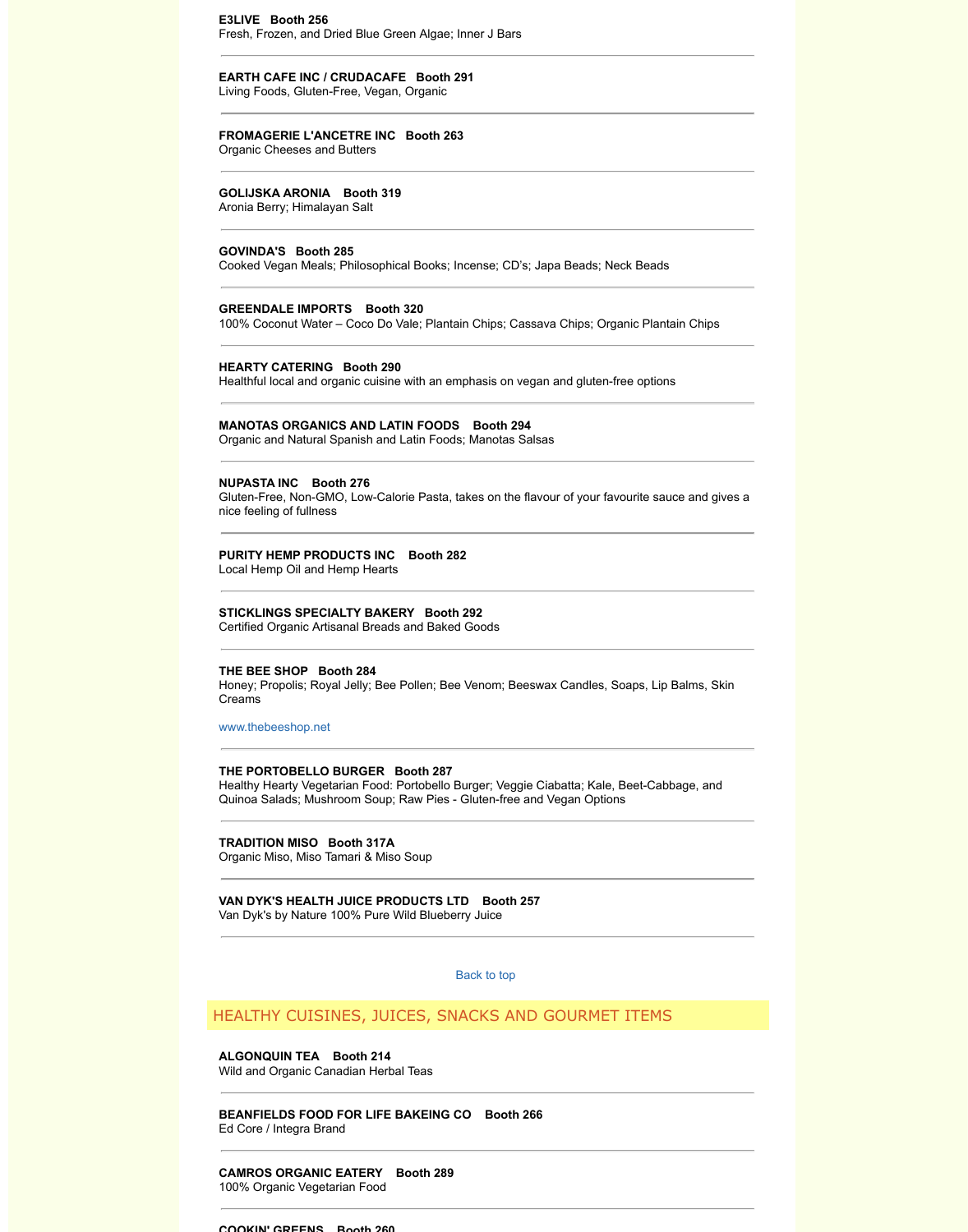**E3LIVE Booth 256**
Fresh, Frozen, and Dried Blue Green Algae; Inner J Bars

---

**EARTH CAFE INC / CRUDACAFE Booth 291**
Living Foods, Gluten-Free, Vegan, Organic

---

**FROMAGERIE L'ANCETRE INC Booth 263**
Organic Cheeses and Butters

---

**GOLIJSKA ARONIA Booth 319**
Aronia Berry; Himalayan Salt

---

**GOVINDA'S Booth 285**
Cooked Vegan Meals; Philosophical Books; Incense; CD's; Japa Beads; Neck Beads

---

**GREENDALE IMPORTS Booth 320**
100% Coconut Water – Coco Do Vale; Plantain Chips; Cassava Chips; Organic Plantain Chips

---

**HEARTY CATERING Booth 290**
Healthful local and organic cuisine with an emphasis on vegan and gluten-free options

---

**MANOTAS ORGANICS AND LATIN FOODS Booth 294**
Organic and Natural Spanish and Latin Foods; Manotas Salsas

---

**NUPASTA INC Booth 276**
Gluten-Free, Non-GMO, Low-Calorie Pasta, takes on the flavour of your favourite sauce and gives a nice feeling of fullness

---

**PURITY HEMP PRODUCTS INC Booth 282**
Local Hemp Oil and Hemp Hearts

---

**STICKLINGS SPECIALTY BAKERY Booth 292**
Certified Organic Artisanal Breads and Baked Goods

---

**THE BEE SHOP Booth 284**
Honey; Propolis; Royal Jelly; Bee Pollen; Bee Venom; Beeswax Candles, Soaps, Lip Balms, Skin Creams

www.thebeeshop.net

---

**THE PORTOBELLO BURGER Booth 287**
Healthy Hearty Vegetarian Food: Portobello Burger; Veggie Ciabatta; Kale, Beet-Cabbage, and Quinoa Salads; Mushroom Soup; Raw Pies - Gluten-free and Vegan Options

---

**TRADITION MISO Booth 317A**
Organic Miso, Miso Tamari & Miso Soup

---

**VAN DYK'S HEALTH JUICE PRODUCTS LTD Booth 257**
Van Dyk's by Nature 100% Pure Wild Blueberry Juice

---

Back to top

## HEALTHY CUISINES, JUICES, SNACKS AND GOURMET ITEMS

**ALGONQUIN TEA Booth 214**
Wild and Organic Canadian Herbal Teas

---

**BEANFIELDS FOOD FOR LIFE BAKEING CO Booth 266**
Ed Core / Integra Brand

---

**CAMROS ORGANIC EATERY Booth 289**
100% Organic Vegetarian Food

---

**COOKIN' GREENS Booth 260**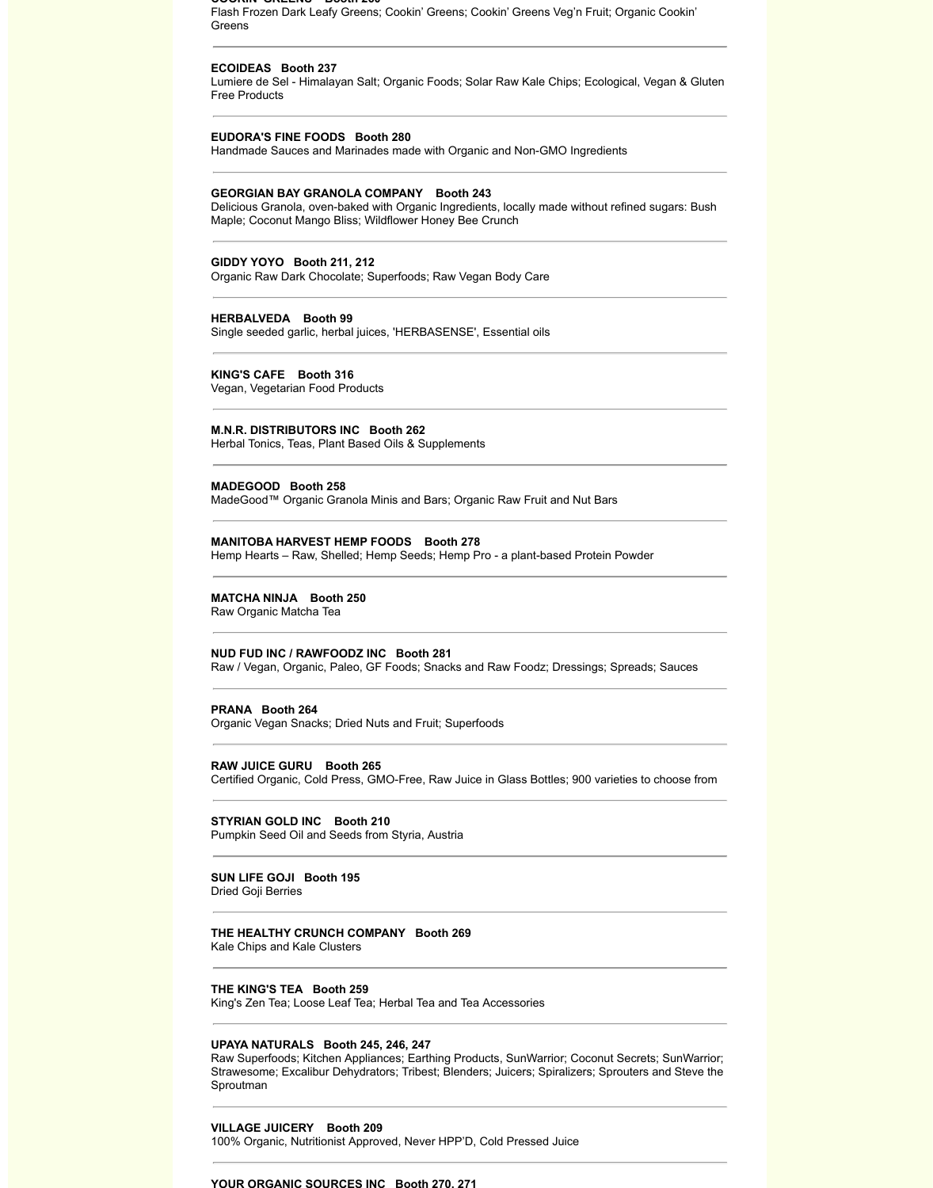Flash Frozen Dark Leafy Greens; Cookin' Greens; Cookin' Greens Veg'n Fruit; Organic Cookin' Greens

---

**ECOIDEAS Booth 237**
Lumiere de Sel - Himalayan Salt; Organic Foods; Solar Raw Kale Chips; Ecological, Vegan & Gluten Free Products

---

**EUDORA'S FINE FOODS Booth 280**
Handmade Sauces and Marinades made with Organic and Non-GMO Ingredients

---

**GEORGIAN BAY GRANOLA COMPANY Booth 243**
Delicious Granola, oven-baked with Organic Ingredients, locally made without refined sugars: Bush Maple; Coconut Mango Bliss; Wildflower Honey Bee Crunch

---

**GIDDY YOYO Booth 211, 212**
Organic Raw Dark Chocolate; Superfoods; Raw Vegan Body Care

---

**HERBALVEDA Booth 99**
Single seeded garlic, herbal juices, 'HERBASENSE', Essential oils

---

**KING'S CAFE Booth 316**
Vegan, Vegetarian Food Products

---

**M.N.R. DISTRIBUTORS INC Booth 262**
Herbal Tonics, Teas, Plant Based Oils & Supplements

---

**MADEGOOD Booth 258**
MadeGood™ Organic Granola Minis and Bars; Organic Raw Fruit and Nut Bars

---

**MANITOBA HARVEST HEMP FOODS Booth 278**
Hemp Hearts – Raw, Shelled; Hemp Seeds; Hemp Pro - a plant-based Protein Powder

---

**MATCHA NINJA Booth 250**
Raw Organic Matcha Tea

---

**NUD FUD INC / RAWFOODZ INC Booth 281**
Raw / Vegan, Organic, Paleo, GF Foods; Snacks and Raw Foodz; Dressings; Spreads; Sauces

---

**PRANA Booth 264**
Organic Vegan Snacks; Dried Nuts and Fruit; Superfoods

---

**RAW JUICE GURU Booth 265**
Certified Organic, Cold Press, GMO-Free, Raw Juice in Glass Bottles; 900 varieties to choose from

---

**STYRIAN GOLD INC Booth 210**
Pumpkin Seed Oil and Seeds from Styria, Austria

---

**SUN LIFE GOJI Booth 195**
Dried Goji Berries

---

**THE HEALTHY CRUNCH COMPANY Booth 269**
Kale Chips and Kale Clusters

---

**THE KING'S TEA Booth 259**
King's Zen Tea; Loose Leaf Tea; Herbal Tea and Tea Accessories

---

**UPAYA NATURALS Booth 245, 246, 247**
Raw Superfoods; Kitchen Appliances; Earthing Products, SunWarrior; Coconut Secrets; SunWarrior; Strawesome; Excalibur Dehydrators; Tribest; Blenders; Juicers; Spiralizers; Sprouters and Steve the Sproutman

---

**VILLAGE JUICERY Booth 209**
100% Organic, Nutritionist Approved, Never HPP'D, Cold Pressed Juice

---

**YOUR ORGANIC SOURCES INC Booth 270, 271**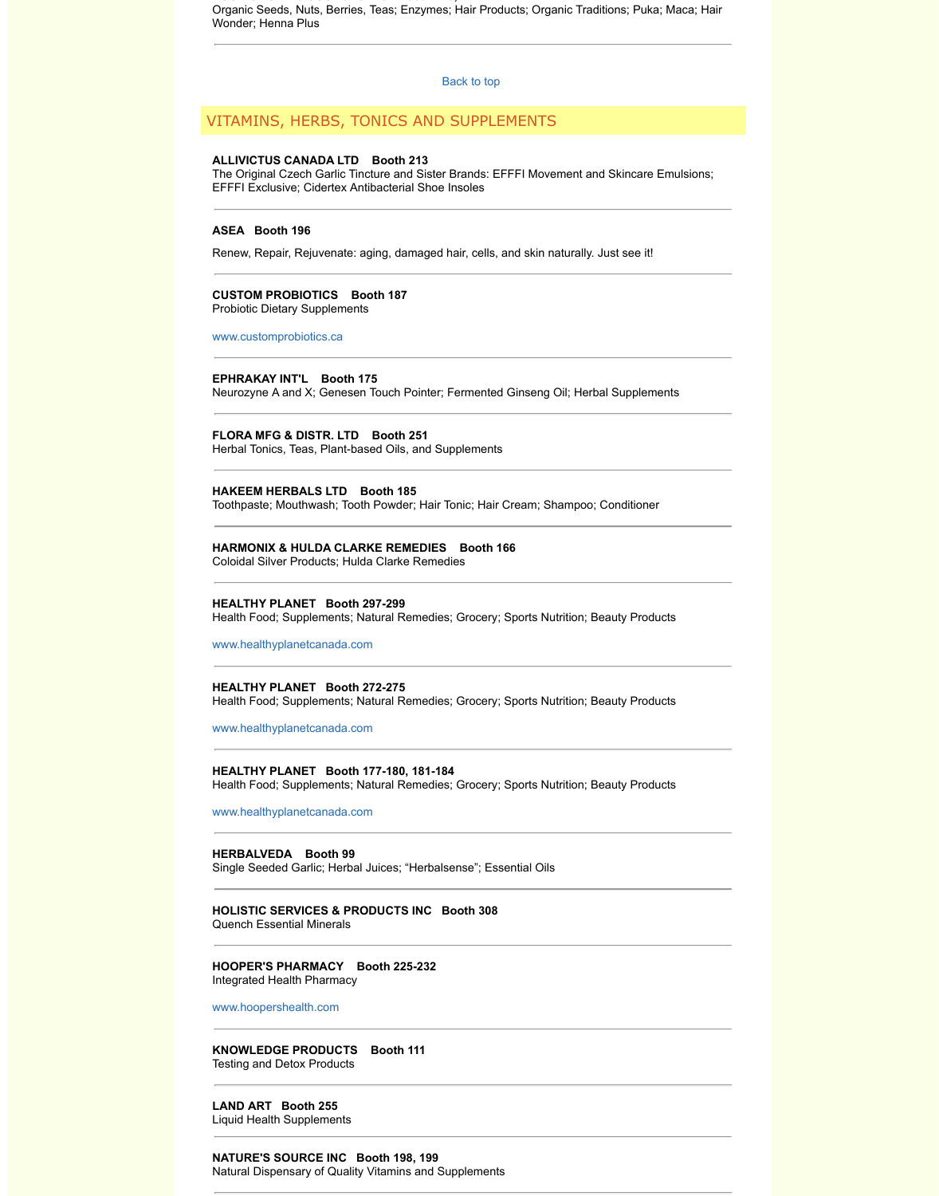Organic Seeds, Nuts, Berries, Teas; Enzymes; Hair Products; Organic Traditions; Puka; Maca; Hair Wonder; Henna Plus

---

Back to top

## VITAMINS, HERBS, TONICS AND SUPPLEMENTS

**ALLIVICTUS CANADA LTD Booth 213**
The Original Czech Garlic Tincture and Sister Brands: EFFFI Movement and Skincare Emulsions; EFFFI Exclusive; Cidertex Antibacterial Shoe Insoles

---

**ASEA Booth 196**

Renew, Repair, Rejuvenate: aging, damaged hair, cells, and skin naturally. Just see it!

---

**CUSTOM PROBIOTICS Booth 187**
Probiotic Dietary Supplements

www.customprobiotics.ca

---

**EPHRAKAY INT'L Booth 175**
Neurozyne A and X; Genesen Touch Pointer; Fermented Ginseng Oil; Herbal Supplements

---

**FLORA MFG & DISTR. LTD Booth 251**
Herbal Tonics, Teas, Plant-based Oils, and Supplements

---

**HAKEEM HERBALS LTD Booth 185**
Toothpaste; Mouthwash; Tooth Powder; Hair Tonic; Hair Cream; Shampoo; Conditioner

---

**HARMONIX & HULDA CLARKE REMEDIES Booth 166**
Coloidal Silver Products; Hulda Clarke Remedies

---

**HEALTHY PLANET Booth 297-299**
Health Food; Supplements; Natural Remedies; Grocery; Sports Nutrition; Beauty Products

www.healthyplanetcanada.com

---

**HEALTHY PLANET Booth 272-275**
Health Food; Supplements; Natural Remedies; Grocery; Sports Nutrition; Beauty Products

www.healthyplanetcanada.com

---

**HEALTHY PLANET Booth 177-180, 181-184**
Health Food; Supplements; Natural Remedies; Grocery; Sports Nutrition; Beauty Products

www.healthyplanetcanada.com

---

**HERBALVEDA Booth 99**
Single Seeded Garlic; Herbal Juices; "Herbalsense"; Essential Oils

---

**HOLISTIC SERVICES & PRODUCTS INC Booth 308**
Quench Essential Minerals

---

**HOOPER'S PHARMACY Booth 225-232**
Integrated Health Pharmacy

www.hoopershealth.com

---

**KNOWLEDGE PRODUCTS Booth 111**
Testing and Detox Products

---

**LAND ART Booth 255**
Liquid Health Supplements

---

**NATURE'S SOURCE INC Booth 198, 199**
Natural Dispensary of Quality Vitamins and Supplements

---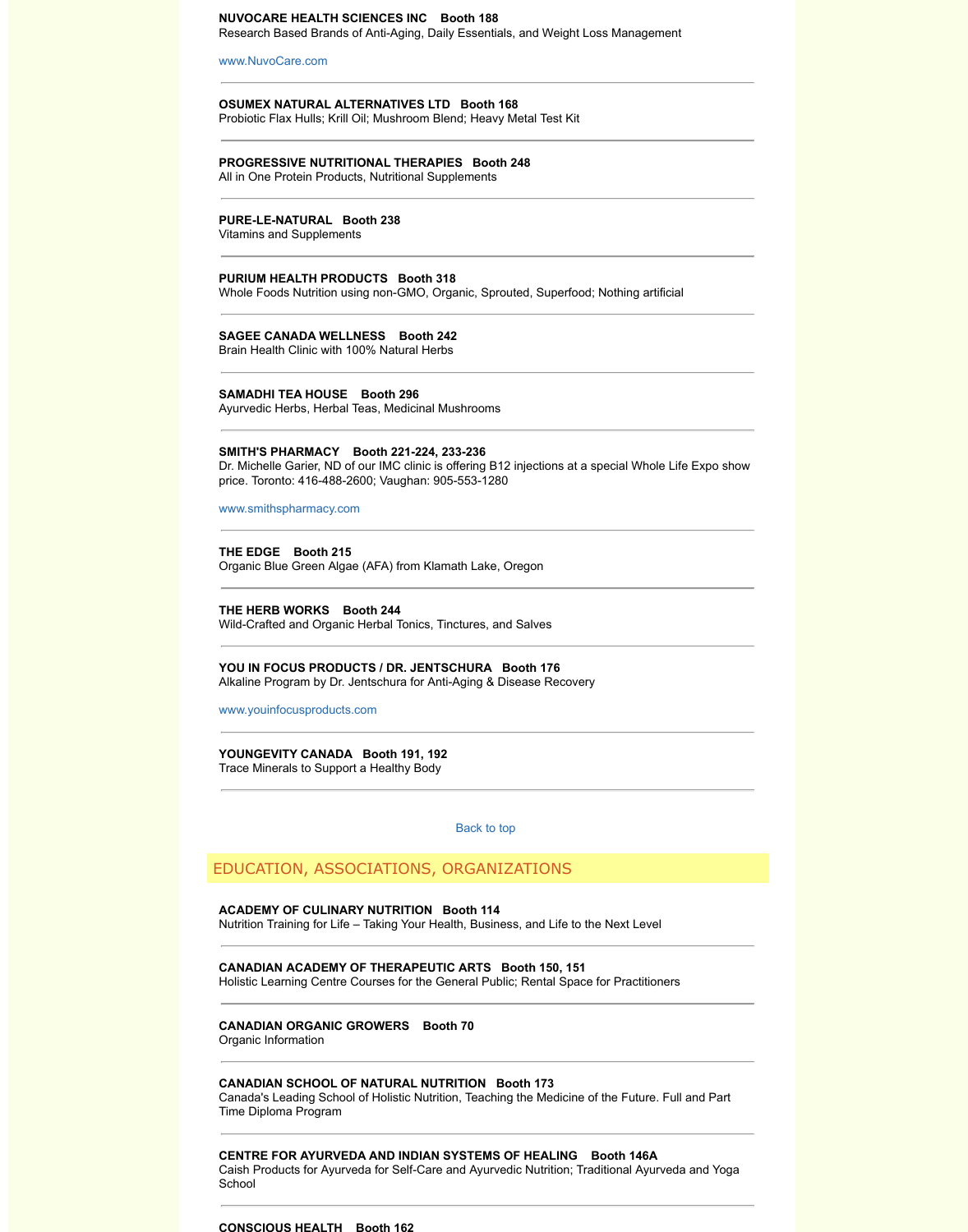**NUVOCARE HEALTH SCIENCES INC   Booth 188**
Research Based Brands of Anti-Aging, Daily Essentials, and Weight Loss Management

www.NuvoCare.com

---

**OSUMEX NATURAL ALTERNATIVES LTD   Booth 168**
Probiotic Flax Hulls; Krill Oil; Mushroom Blend; Heavy Metal Test Kit

---

**PROGRESSIVE NUTRITIONAL THERAPIES   Booth 248**
All in One Protein Products, Nutritional Supplements

---

**PURE-LE-NATURAL   Booth 238**
Vitamins and Supplements

---

**PURIUM HEALTH PRODUCTS   Booth 318**
Whole Foods Nutrition using non-GMO, Organic, Sprouted, Superfood; Nothing artificial

---

**SAGEE CANADA WELLNESS   Booth 242**
Brain Health Clinic with 100% Natural Herbs

---

**SAMADHI TEA HOUSE   Booth 296**
Ayurvedic Herbs, Herbal Teas, Medicinal Mushrooms

---

**SMITH'S PHARMACY   Booth 221-224, 233-236**
Dr. Michelle Garier, ND of our IMC clinic is offering B12 injections at a special Whole Life Expo show price. Toronto: 416-488-2600; Vaughan: 905-553-1280

www.smithspharmacy.com

---

**THE EDGE   Booth 215**
Organic Blue Green Algae (AFA) from Klamath Lake, Oregon

---

**THE HERB WORKS   Booth 244**
Wild-Crafted and Organic Herbal Tonics, Tinctures, and Salves

---

**YOU IN FOCUS PRODUCTS / DR. JENTSCHURA   Booth 176**
Alkaline Program by Dr. Jentschura for Anti-Aging & Disease Recovery

www.youinfocusproducts.com

---

**YOUNGEVITY CANADA   Booth 191, 192**
Trace Minerals to Support a Healthy Body

---

Back to top

## EDUCATION, ASSOCIATIONS, ORGANIZATIONS

**ACADEMY OF CULINARY NUTRITION   Booth 114**
Nutrition Training for Life – Taking Your Health, Business, and Life to the Next Level

---

**CANADIAN ACADEMY OF THERAPEUTIC ARTS   Booth 150, 151**
Holistic Learning Centre Courses for the General Public; Rental Space for Practitioners

---

**CANADIAN ORGANIC GROWERS   Booth 70**
Organic Information

---

**CANADIAN SCHOOL OF NATURAL NUTRITION   Booth 173**
Canada's Leading School of Holistic Nutrition, Teaching the Medicine of the Future. Full and Part Time Diploma Program

---

**CENTRE FOR AYURVEDA AND INDIAN SYSTEMS OF HEALING   Booth 146A**
Caish Products for Ayurveda for Self-Care and Ayurvedic Nutrition; Traditional Ayurveda and Yoga School

---

**CONSCIOUS HEALTH   Booth 162**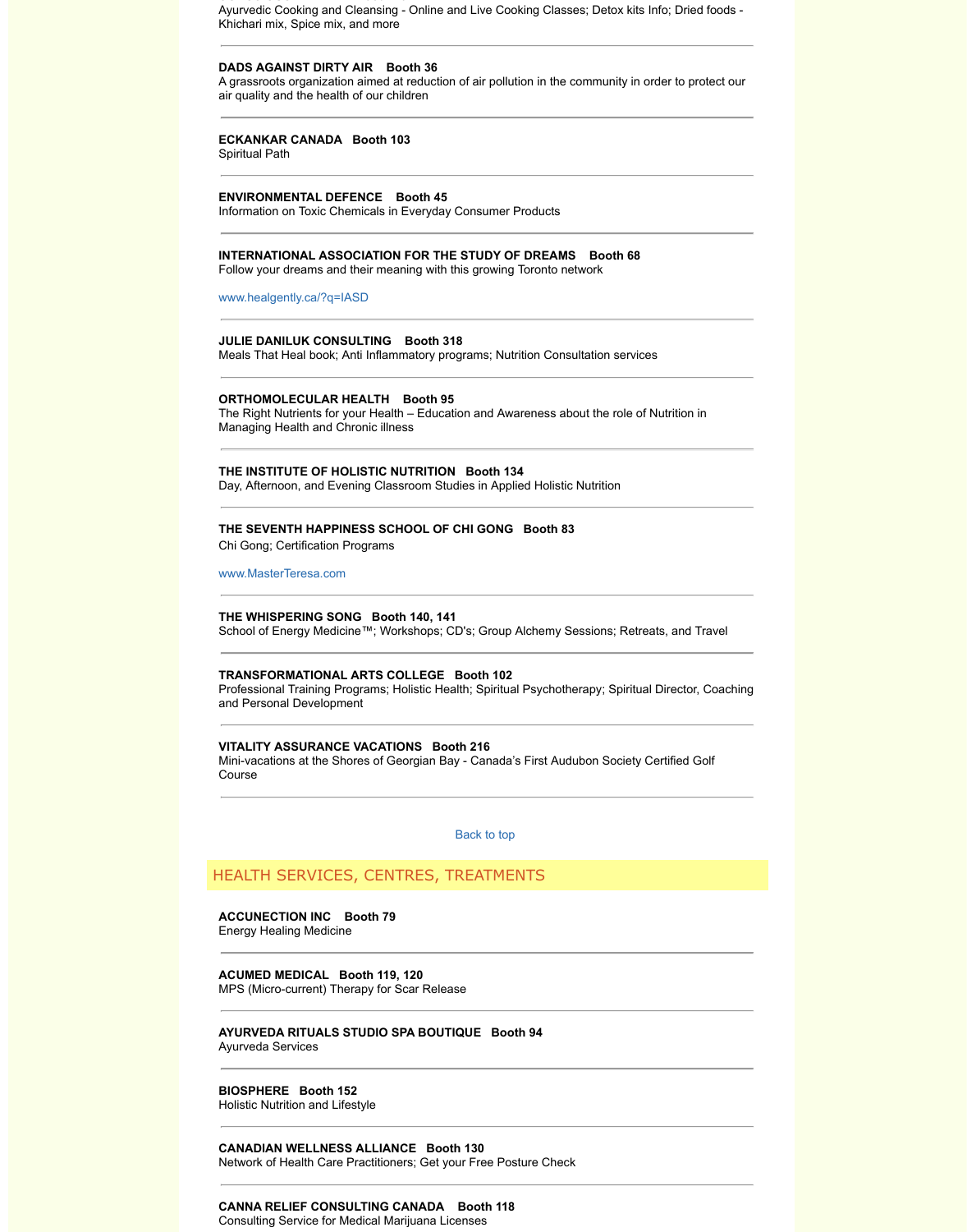Ayurvedic Cooking and Cleansing - Online and Live Cooking Classes; Detox kits Info; Dried foods - Khichari mix, Spice mix, and more

---

**DADS AGAINST DIRTY AIR   Booth 36**
A grassroots organization aimed at reduction of air pollution in the community in order to protect our air quality and the health of our children

---

**ECKANKAR CANADA   Booth 103**
Spiritual Path

---

**ENVIRONMENTAL DEFENCE   Booth 45**
Information on Toxic Chemicals in Everyday Consumer Products

---

**INTERNATIONAL ASSOCIATION FOR THE STUDY OF DREAMS   Booth 68**
Follow your dreams and their meaning with this growing Toronto network

www.healgently.ca/?q=IASD

---

**JULIE DANILUK CONSULTING   Booth 318**
Meals That Heal book; Anti Inflammatory programs; Nutrition Consultation services

---

**ORTHOMOLECULAR HEALTH   Booth 95**
The Right Nutrients for your Health – Education and Awareness about the role of Nutrition in Managing Health and Chronic illness

---

**THE INSTITUTE OF HOLISTIC NUTRITION   Booth 134**
Day, Afternoon, and Evening Classroom Studies in Applied Holistic Nutrition

---

**THE SEVENTH HAPPINESS SCHOOL OF CHI GONG   Booth 83**
Chi Gong; Certification Programs

www.MasterTeresa.com

---

**THE WHISPERING SONG   Booth 140, 141**
School of Energy Medicine™; Workshops; CD's; Group Alchemy Sessions; Retreats, and Travel

---

**TRANSFORMATIONAL ARTS COLLEGE   Booth 102**
Professional Training Programs; Holistic Health; Spiritual Psychotherapy; Spiritual Director, Coaching and Personal Development

---

**VITALITY ASSURANCE VACATIONS   Booth 216**
Mini-vacations at the Shores of Georgian Bay - Canada's First Audubon Society Certified Golf Course

---

Back to top

## HEALTH SERVICES, CENTRES, TREATMENTS

**ACCUNECTION INC   Booth 79**
Energy Healing Medicine

---

**ACUMED MEDICAL   Booth 119, 120**
MPS (Micro-current) Therapy for Scar Release

---

**AYURVEDA RITUALS STUDIO SPA BOUTIQUE   Booth 94**
Ayurveda Services

---

**BIOSPHERE   Booth 152**
Holistic Nutrition and Lifestyle

---

**CANADIAN WELLNESS ALLIANCE   Booth 130**
Network of Health Care Practitioners; Get your Free Posture Check

---

**CANNA RELIEF CONSULTING CANADA   Booth 118**
Consulting Service for Medical Marijuana Licenses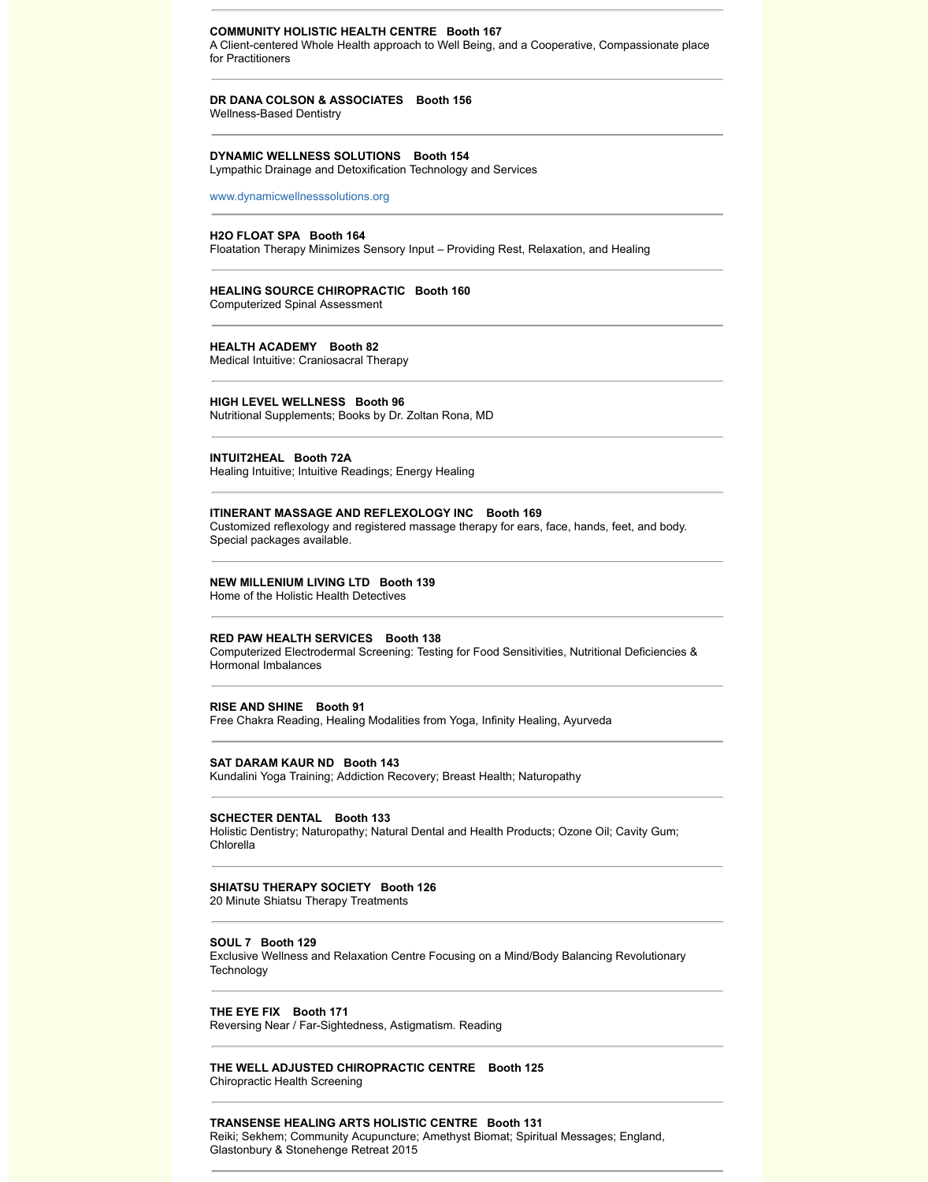---

**COMMUNITY HOLISTIC HEALTH CENTRE   Booth 167**
A Client-centered Whole Health approach to Well Being, and a Cooperative, Compassionate place for Practitioners

---

**DR DANA COLSON & ASSOCIATES   Booth 156**
Wellness-Based Dentistry

---

**DYNAMIC WELLNESS SOLUTIONS   Booth 154**
Lympathic Drainage and Detoxification Technology and Services

www.dynamicwellnesssolutions.org

---

**H2O FLOAT SPA   Booth 164**
Floatation Therapy Minimizes Sensory Input – Providing Rest, Relaxation, and Healing

---

**HEALING SOURCE CHIROPRACTIC   Booth 160**
Computerized Spinal Assessment

---

**HEALTH ACADEMY   Booth 82**
Medical Intuitive: Craniosacral Therapy

---

**HIGH LEVEL WELLNESS   Booth 96**
Nutritional Supplements; Books by Dr. Zoltan Rona, MD

---

**INTUIT2HEAL   Booth 72A**
Healing Intuitive; Intuitive Readings; Energy Healing

---

**ITINERANT MASSAGE AND REFLEXOLOGY INC   Booth 169**
Customized reflexology and registered massage therapy for ears, face, hands, feet, and body. Special packages available.

---

**NEW MILLENIUM LIVING LTD   Booth 139**
Home of the Holistic Health Detectives

---

**RED PAW HEALTH SERVICES   Booth 138**
Computerized Electrodermal Screening: Testing for Food Sensitivities, Nutritional Deficiencies & Hormonal Imbalances

---

**RISE AND SHINE   Booth 91**
Free Chakra Reading, Healing Modalities from Yoga, Infinity Healing, Ayurveda

---

**SAT DARAM KAUR ND   Booth 143**
Kundalini Yoga Training; Addiction Recovery; Breast Health; Naturopathy

---

**SCHECTER DENTAL   Booth 133**
Holistic Dentistry; Naturopathy; Natural Dental and Health Products; Ozone Oil; Cavity Gum; Chlorella

---

**SHIATSU THERAPY SOCIETY   Booth 126**
20 Minute Shiatsu Therapy Treatments

---

**SOUL 7   Booth 129**
Exclusive Wellness and Relaxation Centre Focusing on a Mind/Body Balancing Revolutionary Technology

---

**THE EYE FIX   Booth 171**
Reversing Near / Far-Sightedness, Astigmatism. Reading

---

**THE WELL ADJUSTED CHIROPRACTIC CENTRE   Booth 125**
Chiropractic Health Screening

---

**TRANSENSE HEALING ARTS HOLISTIC CENTRE   Booth 131**
Reiki; Sekhem; Community Acupuncture; Amethyst Biomat; Spiritual Messages; England, Glastonbury & Stonehenge Retreat 2015

---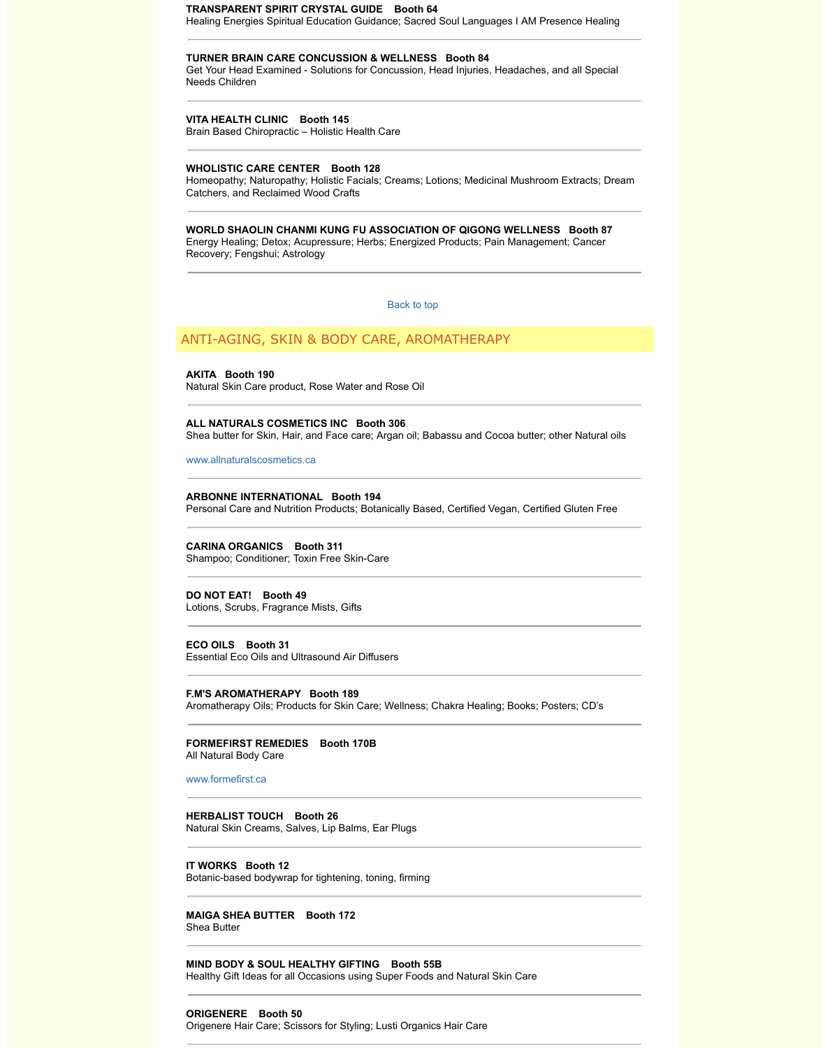**TRANSPARENT SPIRIT CRYSTAL GUIDE Booth 64**
Healing Energies Spiritual Education Guidance; Sacred Soul Languages I AM Presence Healing

---

**TURNER BRAIN CARE CONCUSSION & WELLNESS Booth 84**
Get Your Head Examined - Solutions for Concussion, Head Injuries, Headaches, and all Special Needs Children

---

**VITA HEALTH CLINIC Booth 145**
Brain Based Chiropractic – Holistic Health Care

---

**WHOLISTIC CARE CENTER Booth 128**
Homeopathy; Naturopathy; Holistic Facials; Creams; Lotions; Medicinal Mushroom Extracts; Dream Catchers, and Reclaimed Wood Crafts

---

**WORLD SHAOLIN CHANMI KUNG FU ASSOCIATION OF QIGONG WELLNESS Booth 87**
Energy Healing; Detox; Acupressure; Herbs; Energized Products; Pain Management; Cancer Recovery; Fengshui; Astrology

---

Back to top

## ANTI-AGING, SKIN & BODY CARE, AROMATHERAPY

**AKITA Booth 190**
Natural Skin Care product, Rose Water and Rose Oil

---

**ALL NATURALS COSMETICS INC Booth 306**
Shea butter for Skin, Hair, and Face care; Argan oil; Babassu and Cocoa butter; other Natural oils

www.allnaturalscosmetics.ca

---

**ARBONNE INTERNATIONAL Booth 194**
Personal Care and Nutrition Products; Botanically Based, Certified Vegan, Certified Gluten Free

---

**CARINA ORGANICS Booth 311**
Shampoo; Conditioner; Toxin Free Skin-Care

---

**DO NOT EAT! Booth 49**
Lotions, Scrubs, Fragrance Mists, Gifts

---

**ECO OILS Booth 31**
Essential Eco Oils and Ultrasound Air Diffusers

---

**F.M'S AROMATHERAPY Booth 189**
Aromatherapy Oils; Products for Skin Care; Wellness; Chakra Healing; Books; Posters; CD's

---

**FORMEFIRST REMEDIES Booth 170B**
All Natural Body Care

www.formefirst.ca

---

**HERBALIST TOUCH Booth 26**
Natural Skin Creams, Salves, Lip Balms, Ear Plugs

---

**IT WORKS Booth 12**
Botanic-based bodywrap for tightening, toning, firming

---

**MAIGA SHEA BUTTER Booth 172**
Shea Butter

---

**MIND BODY & SOUL HEALTHY GIFTING Booth 55B**
Healthy Gift Ideas for all Occasions using Super Foods and Natural Skin Care

---

**ORIGENERE Booth 50**
Origenere Hair Care; Scissors for Styling; Lusti Organics Hair Care

---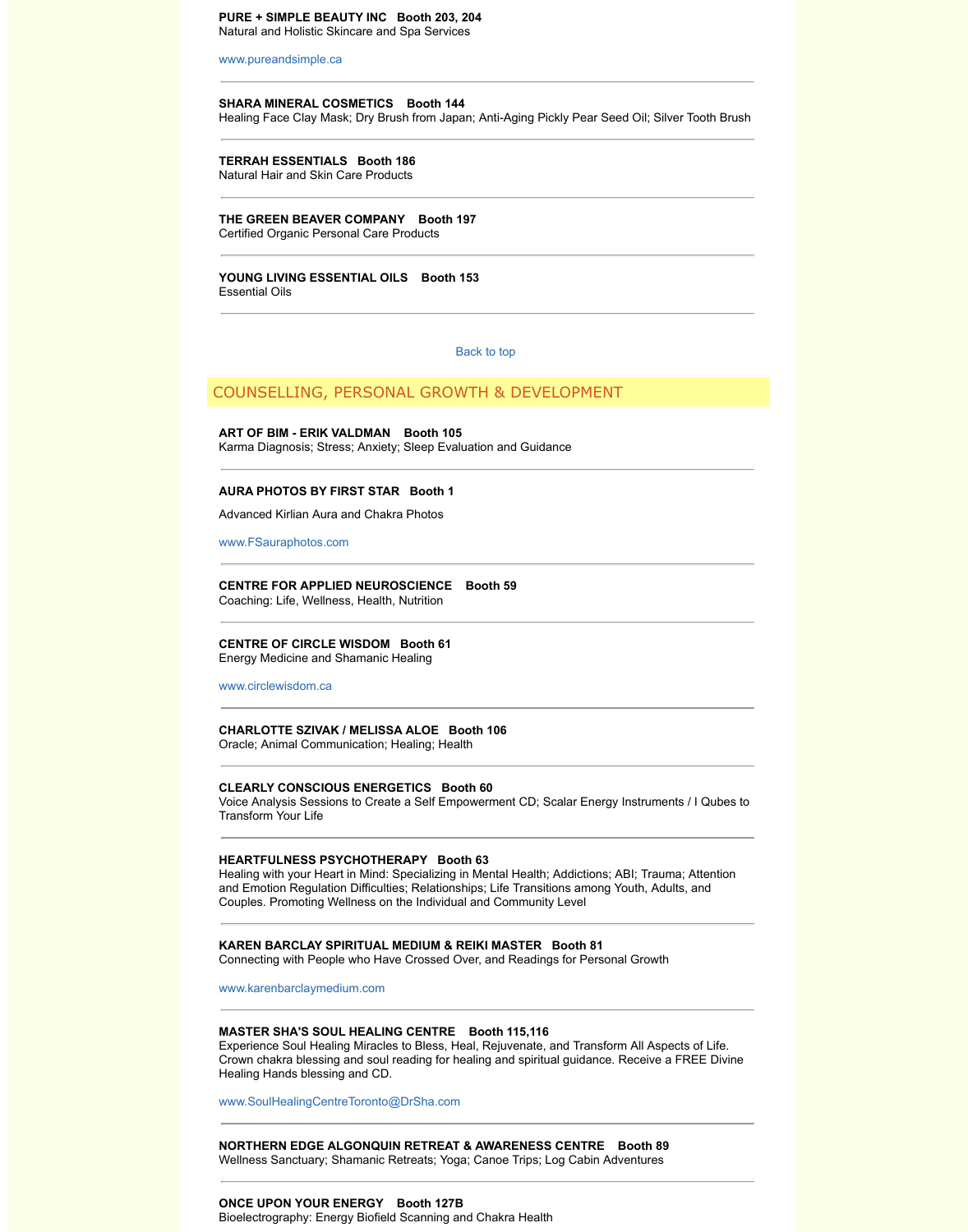**PURE + SIMPLE BEAUTY INC   Booth 203, 204**
Natural and Holistic Skincare and Spa Services

www.pureandsimple.ca

---

**SHARA MINERAL COSMETICS   Booth 144**
Healing Face Clay Mask; Dry Brush from Japan; Anti-Aging Pickly Pear Seed Oil; Silver Tooth Brush

---

**TERRAH ESSENTIALS   Booth 186**
Natural Hair and Skin Care Products

---

**THE GREEN BEAVER COMPANY   Booth 197**
Certified Organic Personal Care Products

---

**YOUNG LIVING ESSENTIAL OILS   Booth 153**
Essential Oils

---

Back to top

## COUNSELLING, PERSONAL GROWTH & DEVELOPMENT

**ART OF BIM - ERIK VALDMAN   Booth 105**
Karma Diagnosis; Stress; Anxiety; Sleep Evaluation and Guidance

---

**AURA PHOTOS BY FIRST STAR   Booth 1**

Advanced Kirlian Aura and Chakra Photos

www.FSauraphotos.com

---

**CENTRE FOR APPLIED NEUROSCIENCE   Booth 59**
Coaching: Life, Wellness, Health, Nutrition

---

**CENTRE OF CIRCLE WISDOM   Booth 61**
Energy Medicine and Shamanic Healing

www.circlewisdom.ca

---

**CHARLOTTE SZIVAK / MELISSA ALOE   Booth 106**
Oracle; Animal Communication; Healing; Health

---

**CLEARLY CONSCIOUS ENERGETICS   Booth 60**
Voice Analysis Sessions to Create a Self Empowerment CD; Scalar Energy Instruments / I Qubes to Transform Your Life

---

**HEARTFULNESS PSYCHOTHERAPY   Booth 63**
Healing with your Heart in Mind: Specializing in Mental Health; Addictions; ABI; Trauma; Attention and Emotion Regulation Difficulties; Relationships; Life Transitions among Youth, Adults, and Couples. Promoting Wellness on the Individual and Community Level

---

**KAREN BARCLAY SPIRITUAL MEDIUM & REIKI MASTER   Booth 81**
Connecting with People who Have Crossed Over, and Readings for Personal Growth

www.karenbarclaymedium.com

---

**MASTER SHA'S SOUL HEALING CENTRE   Booth 115,116**
Experience Soul Healing Miracles to Bless, Heal, Rejuvenate, and Transform All Aspects of Life. Crown chakra blessing and soul reading for healing and spiritual guidance. Receive a FREE Divine Healing Hands blessing and CD.

www.SoulHealingCentreToronto@DrSha.com

---

**NORTHERN EDGE ALGONQUIN RETREAT & AWARENESS CENTRE   Booth 89**
Wellness Sanctuary; Shamanic Retreats; Yoga; Canoe Trips; Log Cabin Adventures

---

**ONCE UPON YOUR ENERGY   Booth 127B**
Bioelectrography: Energy Biofield Scanning and Chakra Health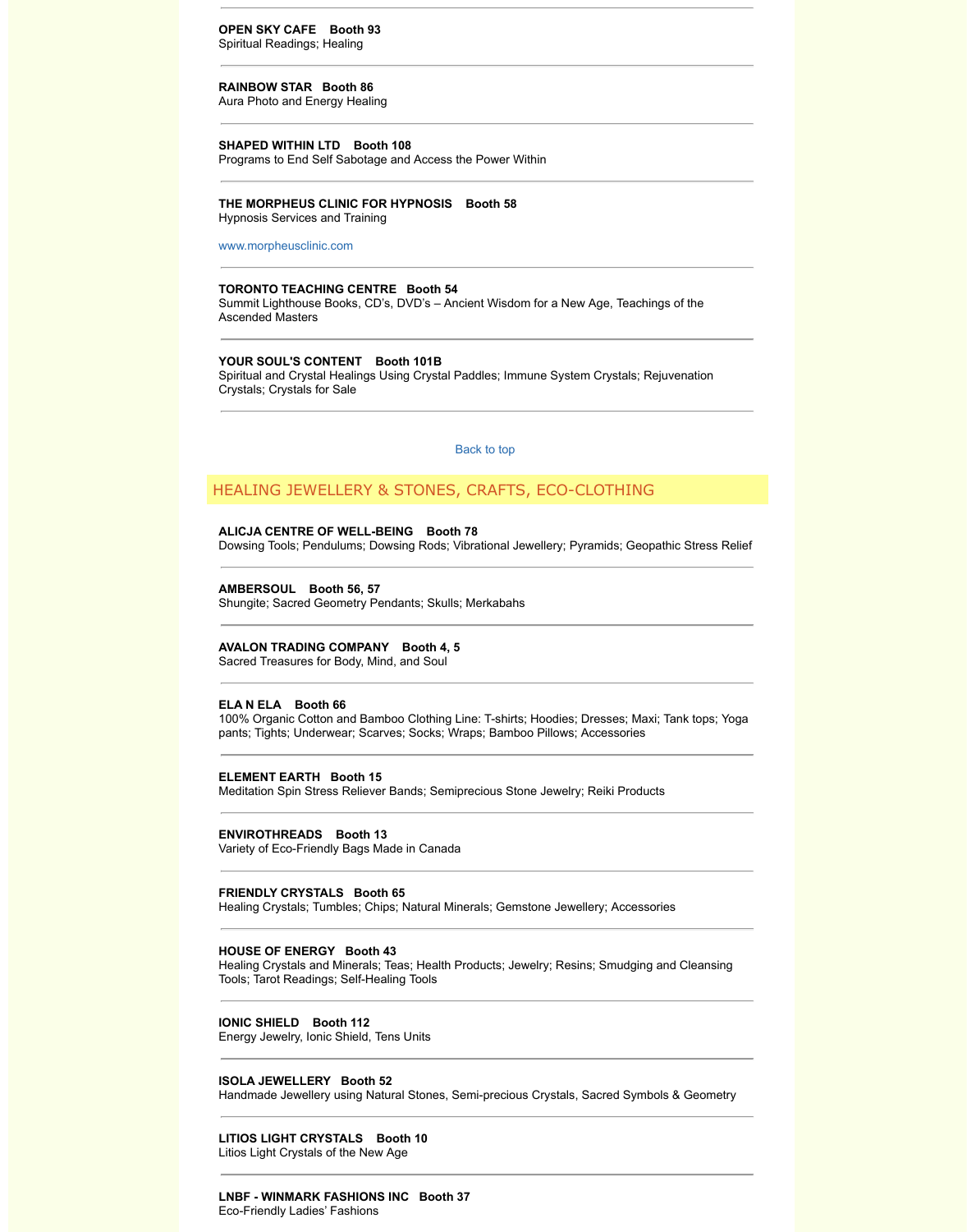**OPEN SKY CAFE    Booth 93**
Spiritual Readings; Healing

---

**RAINBOW STAR   Booth 86**
Aura Photo and Energy Healing

---

**SHAPED WITHIN LTD    Booth 108**
Programs to End Self Sabotage and Access the Power Within

---

**THE MORPHEUS CLINIC FOR HYPNOSIS    Booth 58**
Hypnosis Services and Training

www.morpheusclinic.com

---

**TORONTO TEACHING CENTRE   Booth 54**
Summit Lighthouse Books, CD's, DVD's – Ancient Wisdom for a New Age, Teachings of the Ascended Masters

---

**YOUR SOUL'S CONTENT    Booth 101B**
Spiritual and Crystal Healings Using Crystal Paddles; Immune System Crystals; Rejuvenation Crystals; Crystals for Sale

---

Back to top

## HEALING JEWELLERY & STONES, CRAFTS, ECO-CLOTHING

**ALICJA CENTRE OF WELL-BEING    Booth 78**
Dowsing Tools; Pendulums; Dowsing Rods; Vibrational Jewellery; Pyramids; Geopathic Stress Relief

---

**AMBERSOUL    Booth 56, 57**
Shungite; Sacred Geometry Pendants; Skulls; Merkabahs

---

**AVALON TRADING COMPANY    Booth 4, 5**
Sacred Treasures for Body, Mind, and Soul

---

**ELA N ELA    Booth 66**
100% Organic Cotton and Bamboo Clothing Line: T-shirts; Hoodies; Dresses; Maxi; Tank tops; Yoga pants; Tights; Underwear; Scarves; Socks; Wraps; Bamboo Pillows; Accessories

---

**ELEMENT EARTH    Booth 15**
Meditation Spin Stress Reliever Bands; Semiprecious Stone Jewelry; Reiki Products

---

**ENVIROTHREADS    Booth 13**
Variety of Eco-Friendly Bags Made in Canada

---

**FRIENDLY CRYSTALS    Booth 65**
Healing Crystals; Tumbles; Chips; Natural Minerals; Gemstone Jewellery; Accessories

---

**HOUSE OF ENERGY    Booth 43**
Healing Crystals and Minerals; Teas; Health Products; Jewelry; Resins; Smudging and Cleansing Tools; Tarot Readings; Self-Healing Tools

---

**IONIC SHIELD    Booth 112**
Energy Jewelry, Ionic Shield, Tens Units

---

**ISOLA JEWELLERY    Booth 52**
Handmade Jewellery using Natural Stones, Semi-precious Crystals, Sacred Symbols & Geometry

---

**LITIOS LIGHT CRYSTALS    Booth 10**
Litios Light Crystals of the New Age

---

**LNBF - WINMARK FASHIONS INC    Booth 37**
Eco-Friendly Ladies' Fashions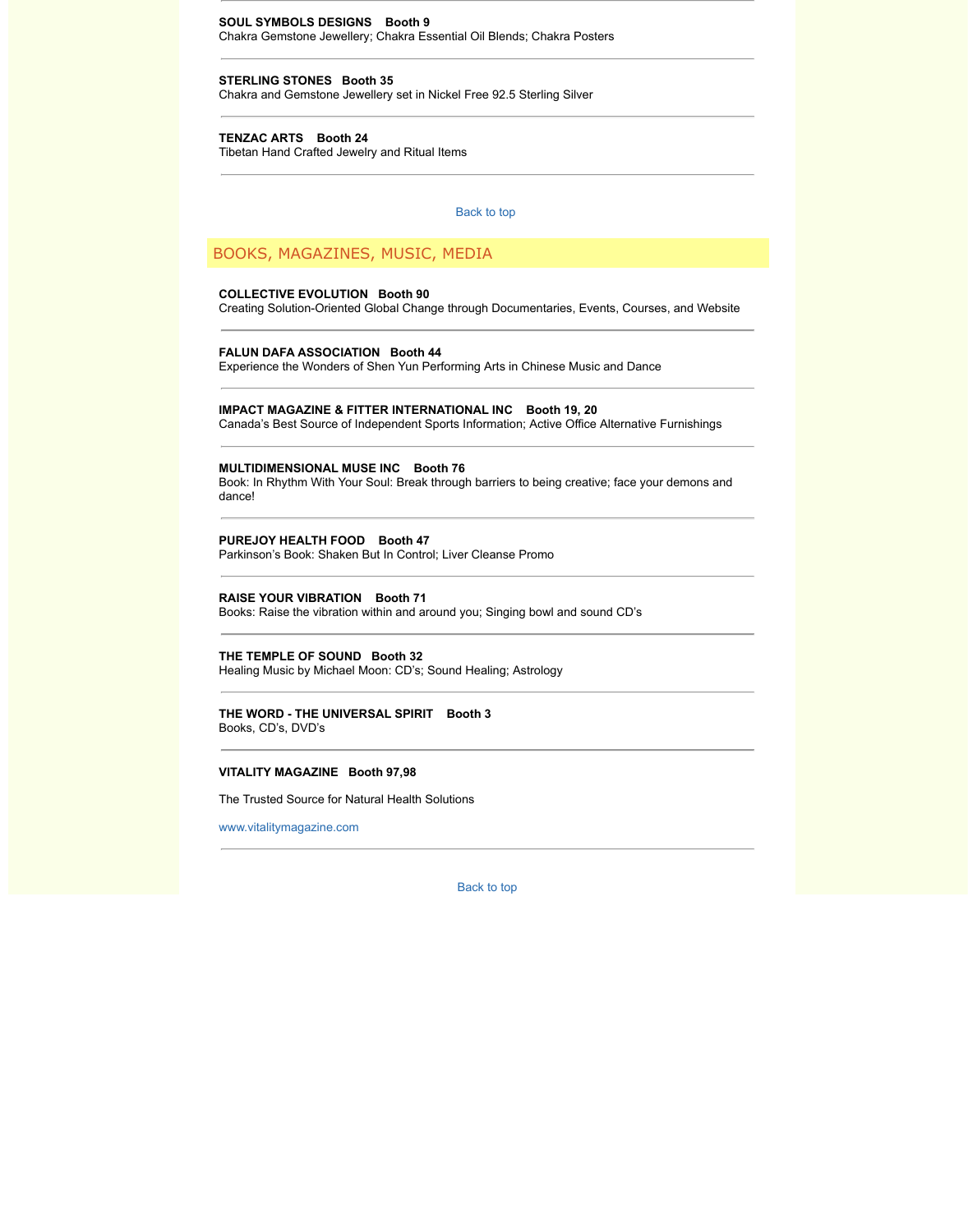**SOUL SYMBOLS DESIGNS    Booth 9**
Chakra Gemstone Jewellery; Chakra Essential Oil Blends; Chakra Posters

---

**STERLING STONES   Booth 35**
Chakra and Gemstone Jewellery set in Nickel Free 92.5 Sterling Silver

---

**TENZAC ARTS    Booth 24**
Tibetan Hand Crafted Jewelry and Ritual Items

---

Back to top

## BOOKS, MAGAZINES, MUSIC, MEDIA

**COLLECTIVE EVOLUTION   Booth 90**
Creating Solution-Oriented Global Change through Documentaries, Events, Courses, and Website

---

**FALUN DAFA ASSOCIATION   Booth 44**
Experience the Wonders of Shen Yun Performing Arts in Chinese Music and Dance

---

**IMPACT MAGAZINE & FITTER INTERNATIONAL INC    Booth 19, 20**
Canada's Best Source of Independent Sports Information; Active Office Alternative Furnishings

---

**MULTIDIMENSIONAL MUSE INC    Booth 76**
Book: In Rhythm With Your Soul: Break through barriers to being creative; face your demons and dance!

---

**PUREJOY HEALTH FOOD    Booth 47**
Parkinson's Book: Shaken But In Control; Liver Cleanse Promo

---

**RAISE YOUR VIBRATION    Booth 71**
Books: Raise the vibration within and around you; Singing bowl and sound CD's

---

**THE TEMPLE OF SOUND   Booth 32**
Healing Music by Michael Moon: CD's; Sound Healing; Astrology

---

**THE WORD - THE UNIVERSAL SPIRIT    Booth 3**
Books, CD's, DVD's

---

**VITALITY MAGAZINE   Booth 97,98**

The Trusted Source for Natural Health Solutions

www.vitalitymagazine.com

---

Back to top